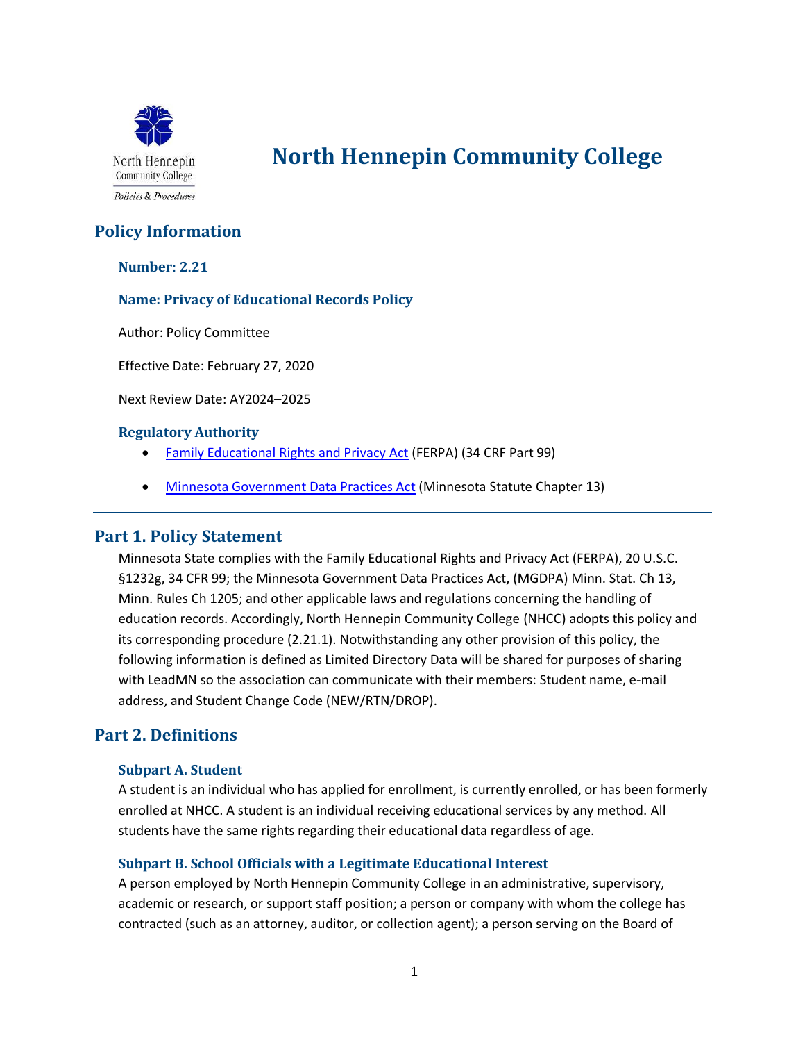# North Hennepin Community College

## Policy Information

### Number: 2.21

### Name: Privacy of Educational Records Policy

Author: Policy Committee

Effective Date: February 27, 2020

Next Review Date: AY2024–2025

### Regulatory Authority

- Family Educational Rights and Privacy Act (FERPA) (34 CRF Part 99)
- Minnesota Government Data Practices Act (Minnesota Statute Chapter 13)

---

## Part 1. Policy Statement

Minnesota State complies with the Family Educational Rights and Privacy Act (FERPA), 20 U.S.C. §1232g, 34 CFR 99; the Minnesota Government Data Practices Act, (MGDPA) Minn. Stat. Ch 13, Minn. Rules Ch 1205; and other applicable laws and regulations concerning the handling of education records. Accordingly, North Hennepin Community College (NHCC) adopts this policy and its corresponding procedure (2.21.1). Notwithstanding any other provision of this policy, the following information is defined as Limited Directory Data will be shared for purposes of sharing with LeadMN so the association can communicate with their members: Student name, e-mail address, and Student Change Code (NEW/RTN/DROP).

## Part 2. Definitions

### Subpart A. Student

A student is an individual who has applied for enrollment, is currently enrolled, or has been formerly enrolled at NHCC. A student is an individual receiving educational services by any method. All students have the same rights regarding their educational data regardless of age.

### Subpart B. School Officials with a Legitimate Educational Interest

A person employed by North Hennepin Community College in an administrative, supervisory, academic or research, or support staff position; a person or company with whom the college has contracted (such as an attorney, auditor, or collection agent); a person serving on the Board of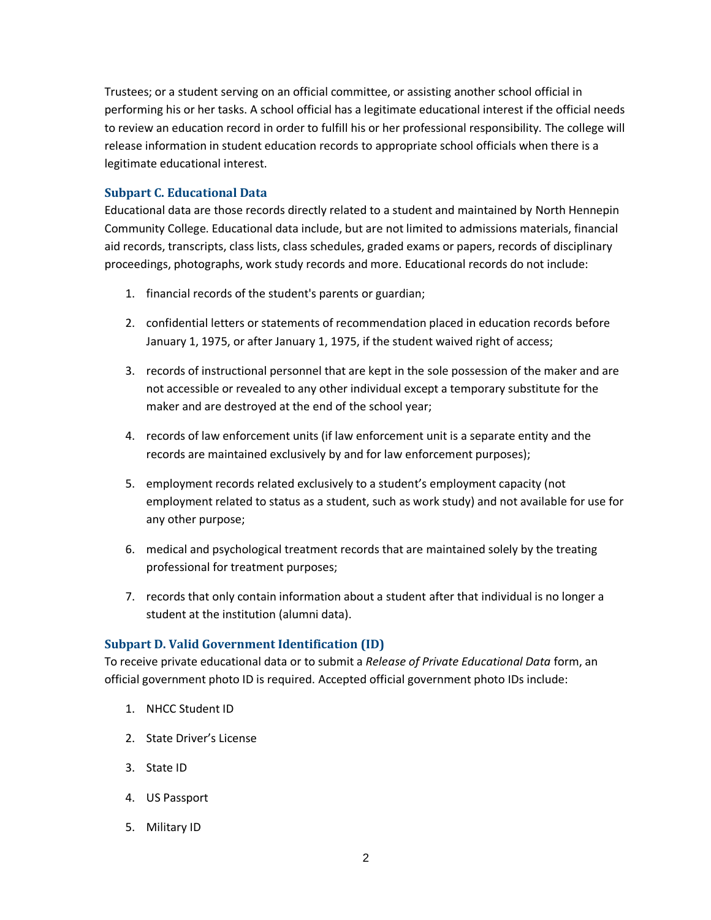Trustees; or a student serving on an official committee, or assisting another school official in performing his or her tasks. A school official has a legitimate educational interest if the official needs to review an education record in order to fulfill his or her professional responsibility. The college will release information in student education records to appropriate school officials when there is a legitimate educational interest.

### Subpart C. Educational Data

Educational data are those records directly related to a student and maintained by North Hennepin Community College. Educational data include, but are not limited to admissions materials, financial aid records, transcripts, class lists, class schedules, graded exams or papers, records of disciplinary proceedings, photographs, work study records and more. Educational records do not include:

1. financial records of the student's parents or guardian;
2. confidential letters or statements of recommendation placed in education records before January 1, 1975, or after January 1, 1975, if the student waived right of access;
3. records of instructional personnel that are kept in the sole possession of the maker and are not accessible or revealed to any other individual except a temporary substitute for the maker and are destroyed at the end of the school year;
4. records of law enforcement units (if law enforcement unit is a separate entity and the records are maintained exclusively by and for law enforcement purposes);
5. employment records related exclusively to a student's employment capacity (not employment related to status as a student, such as work study) and not available for use for any other purpose;
6. medical and psychological treatment records that are maintained solely by the treating professional for treatment purposes;
7. records that only contain information about a student after that individual is no longer a student at the institution (alumni data).

### Subpart D. Valid Government Identification (ID)

To receive private educational data or to submit a *Release of Private Educational Data* form, an official government photo ID is required. Accepted official government photo IDs include:

1. NHCC Student ID
2. State Driver's License
3. State ID
4. US Passport
5. Military ID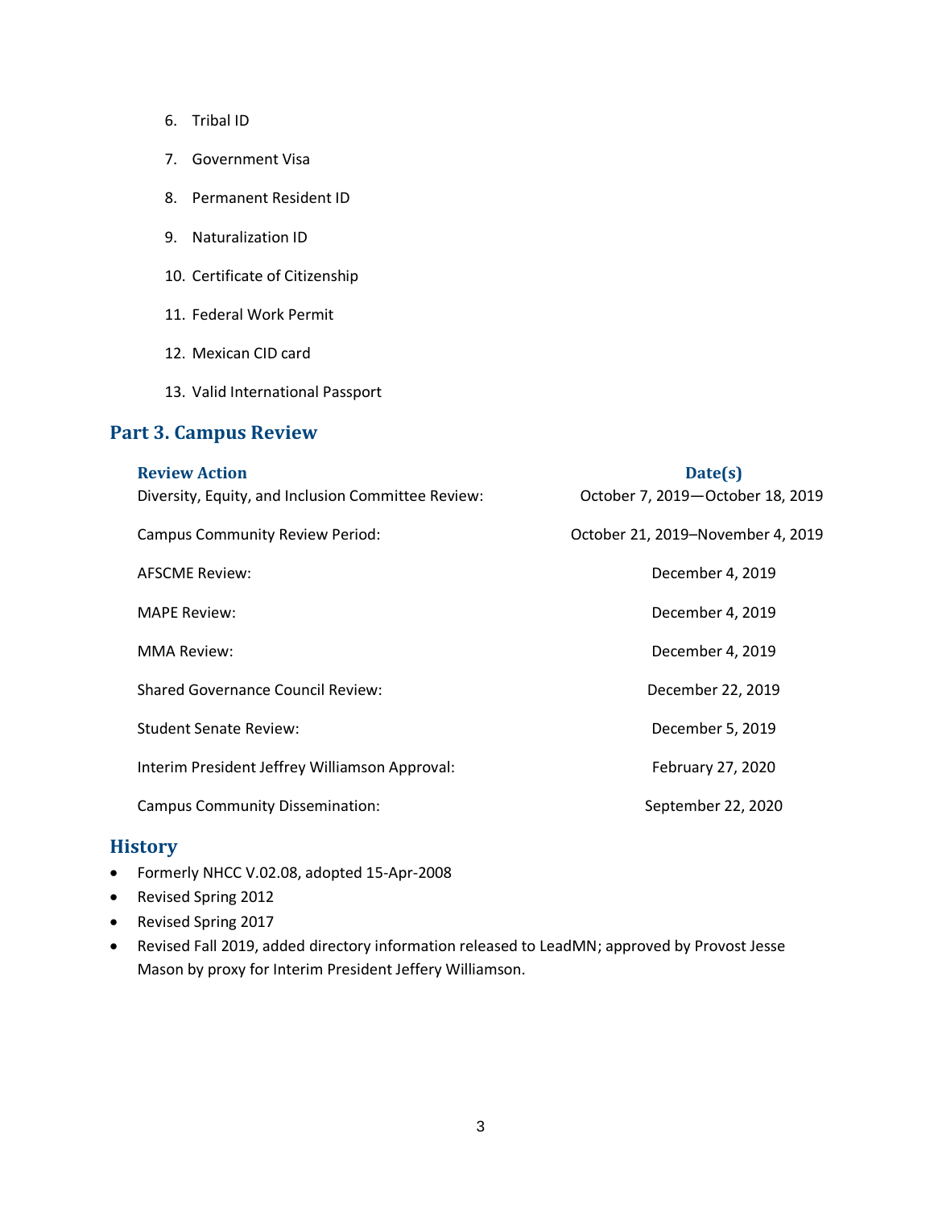6. Tribal ID
7. Government Visa
8. Permanent Resident ID
9. Naturalization ID
10. Certificate of Citizenship
11. Federal Work Permit
12. Mexican CID card
13. Valid International Passport

## Part 3. Campus Review

| Review Action | Date(s) |
|---|---|
| Diversity, Equity, and Inclusion Committee Review: | October 7, 2019—October 18, 2019 |
| Campus Community Review Period: | October 21, 2019–November 4, 2019 |
| AFSCME Review: | December 4, 2019 |
| MAPE Review: | December 4, 2019 |
| MMA Review: | December 4, 2019 |
| Shared Governance Council Review: | December 22, 2019 |
| Student Senate Review: | December 5, 2019 |
| Interim President Jeffrey Williamson Approval: | February 27, 2020 |
| Campus Community Dissemination: | September 22, 2020 |

## History

- Formerly NHCC V.02.08, adopted 15-Apr-2008
- Revised Spring 2012
- Revised Spring 2017
- Revised Fall 2019, added directory information released to LeadMN; approved by Provost Jesse Mason by proxy for Interim President Jeffery Williamson.